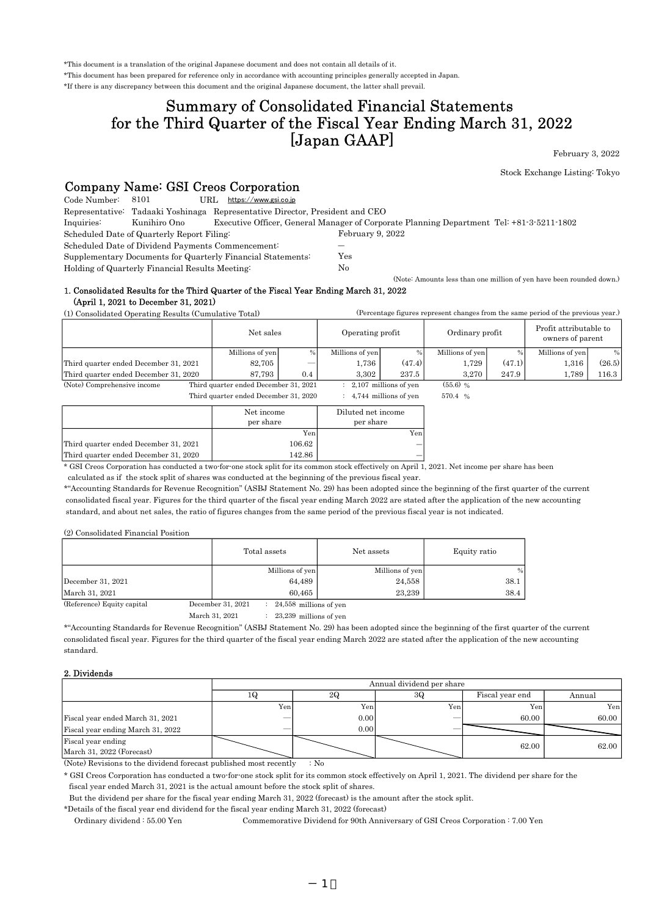*This document is a translation of the original Japanese document and does not contain all details of it.
*This document has been prepared for reference only in accordance with accounting principles generally accepted in Japan.
*If there is any discrepancy between this document and the original Japanese document, the latter shall prevail.

# Summary of Consolidated Financial Statements for the Third Quarter of the Fiscal Year Ending March 31, 2022 [Japan GAAP]

February 3, 2022

Stock Exchange Listing: Tokyo

## Company Name: GSI Creos Corporation

Code Number: 8101 URL https://www.gsi.co.jp
Representative: Tadaaki Yoshinaga Representative Director, President and CEO
Inquiries: Kunihiro Ono Executive Officer, General Manager of Corporate Planning Department Tel: +81-3-5211-1802
Scheduled Date of Quarterly Report Filing: February 9, 2022
Scheduled Date of Dividend Payments Commencement: —
Supplementary Documents for Quarterly Financial Statements: Yes
Holding of Quarterly Financial Results Meeting: No

(Note: Amounts less than one million of yen have been rounded down.)

### 1. Consolidated Results for the Third Quarter of the Fiscal Year Ending March 31, 2022 (April 1, 2021 to December 31, 2021)

(1) Consolidated Operating Results (Cumulative Total)

(Percentage figures represent changes from the same period of the previous year.)

| | Net sales | | Operating profit | | Ordinary profit | | Profit attributable to owners of parent | |
|---|---|---|---|---|---|---|---|---|
| | Millions of yen | % | Millions of yen | % | Millions of yen | % | Millions of yen | % |
| Third quarter ended December 31, 2021 | 82,705 | — | 1,736 | (47.4) | 1,729 | (47.1) | 1,316 | (26.5) |
| Third quarter ended December 31, 2020 | 87,793 | 0.4 | 3,302 | 237.5 | 3,270 | 247.9 | 1,789 | 116.3 |

(Note) Comprehensive income
Third quarter ended December 31, 2021 : 2,107 millions of yen (55.6) %
Third quarter ended December 31, 2020 : 4,744 millions of yen 570.4 %

| | Net income per share | Diluted net income per share |
|---|---|---|
| | Yen | Yen |
| Third quarter ended December 31, 2021 | 106.62 | — |
| Third quarter ended December 31, 2020 | 142.86 | — |

* GSI Creos Corporation has conducted a two-for-one stock split for its common stock effectively on April 1, 2021. Net income per share has been calculated as if the stock split of shares was conducted at the beginning of the previous fiscal year.

*"Accounting Standards for Revenue Recognition" (ASBJ Statement No. 29) has been adopted since the beginning of the first quarter of the current consolidated fiscal year. Figures for the third quarter of the fiscal year ending March 2022 are stated after the application of the new accounting standard, and about net sales, the ratio of figures changes from the same period of the previous fiscal year is not indicated.

(2) Consolidated Financial Position

| | Total assets | Net assets | Equity ratio |
|---|---|---|---|
| | Millions of yen | Millions of yen | % |
| December 31, 2021 | 64,489 | 24,558 | 38.1 |
| March 31, 2021 | 60,465 | 23,239 | 38.4 |

(Reference) Equity capital
December 31, 2021 : 24,558 millions of yen
March 31, 2021 : 23,239 millions of yen

*"Accounting Standards for Revenue Recognition" (ASBJ Statement No. 29) has been adopted since the beginning of the first quarter of the current consolidated fiscal year. Figures for the third quarter of the fiscal year ending March 2022 are stated after the application of the new accounting standard.

### 2. Dividends

| | Annual dividend per share | | | | |
|---|---|---|---|---|---|
| | 1Q | 2Q | 3Q | Fiscal year end | Annual |
| | Yen | Yen | Yen | Yen | Yen |
| Fiscal year ended March 31, 2021 | — | 0.00 | — | 60.00 | 60.00 |
| Fiscal year ending March 31, 2022 | — | 0.00 | — | | |
| Fiscal year ending March 31, 2022 (Forecast) | | | | 62.00 | 62.00 |

(Note) Revisions to the dividend forecast published most recently : No

* GSI Creos Corporation has conducted a two-for-one stock split for its common stock effectively on April 1, 2021. The dividend per share for the fiscal year ended March 31, 2021 is the actual amount before the stock split of shares.
But the dividend per share for the fiscal year ending March 31, 2022 (forecast) is the amount after the stock split.

*Details of the fiscal year end dividend for the fiscal year ending March 31, 2022 (forecast)
Ordinary dividend : 55.00 Yen Commemorative Dividend for 90th Anniversary of GSI Creos Corporation : 7.00 Yen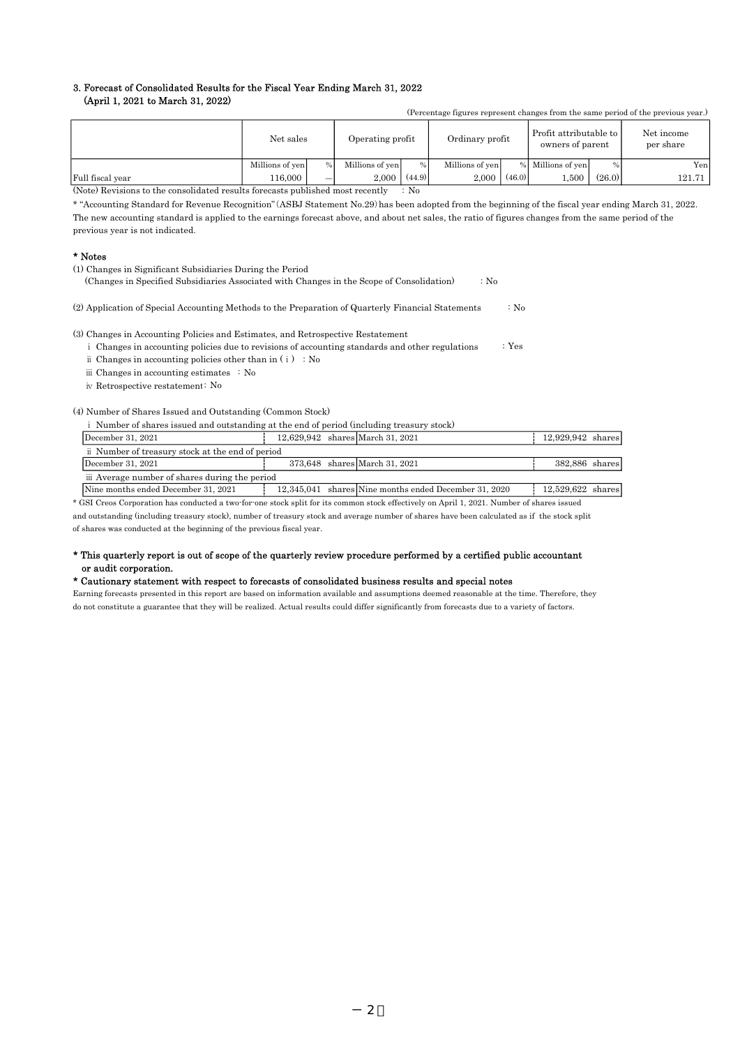### 3. Forecast of Consolidated Results for the Fiscal Year Ending March 31, 2022
### (April 1, 2021 to March 31, 2022)

(Percentage figures represent changes from the same period of the previous year.)

| | Net sales | | Operating profit | | Ordinary profit | | Profit attributable to owners of parent | | Net income per share |
|---|---|---|---|---|---|---|---|---|---|
| | Millions of yen | % | Millions of yen | % | Millions of yen | % | Millions of yen | % | Yen |
| Full fiscal year | 116,000 | — | 2,000 | (44.9) | 2,000 | (46.0) | 1,500 | (26.0) | 121.71 |

(Note) Revisions to the consolidated results forecasts published most recently : No

* "Accounting Standard for Revenue Recognition" (ASBJ Statement No.29) has been adopted from the beginning of the fiscal year ending March 31, 2022. The new accounting standard is applied to the earnings forecast above, and about net sales, the ratio of figures changes from the same period of the previous year is not indicated.

**\* Notes**

(1) Changes in Significant Subsidiaries During the Period
(Changes in Specified Subsidiaries Associated with Changes in the Scope of Consolidation) : No

(2) Application of Special Accounting Methods to the Preparation of Quarterly Financial Statements : No

(3) Changes in Accounting Policies and Estimates, and Retrospective Restatement
- i Changes in accounting policies due to revisions of accounting standards and other regulations : Yes
- ii Changes in accounting policies other than in ( i ) : No
- iii Changes in accounting estimates : No
- iv Retrospective restatement : No

(4) Number of Shares Issued and Outstanding (Common Stock)

| i Number of shares issued and outstanding at the end of period (including treasury stock) | | | |
|---|---|---|---|
| December 31, 2021 | 12,629,942 shares | March 31, 2021 | 12,929,942 shares |
| **ii Number of treasury stock at the end of period** | | | |
| December 31, 2021 | 373,648 shares | March 31, 2021 | 382,886 shares |
| **iii Average number of shares during the period** | | | |
| Nine months ended December 31, 2021 | 12,345,041 shares | Nine months ended December 31, 2020 | 12,529,622 shares |

* GSI Creos Corporation has conducted a two-for-one stock split for its common stock effectively on April 1, 2021. Number of shares issued and outstanding (including treasury stock), number of treasury stock and average number of shares have been calculated as if the stock split of shares was conducted at the beginning of the previous fiscal year.

**\* This quarterly report is out of scope of the quarterly review procedure performed by a certified public accountant or audit corporation.**

**\* Cautionary statement with respect to forecasts of consolidated business results and special notes**

Earning forecasts presented in this report are based on information available and assumptions deemed reasonable at the time. Therefore, they do not constitute a guarantee that they will be realized. Actual results could differ significantly from forecasts due to a variety of factors.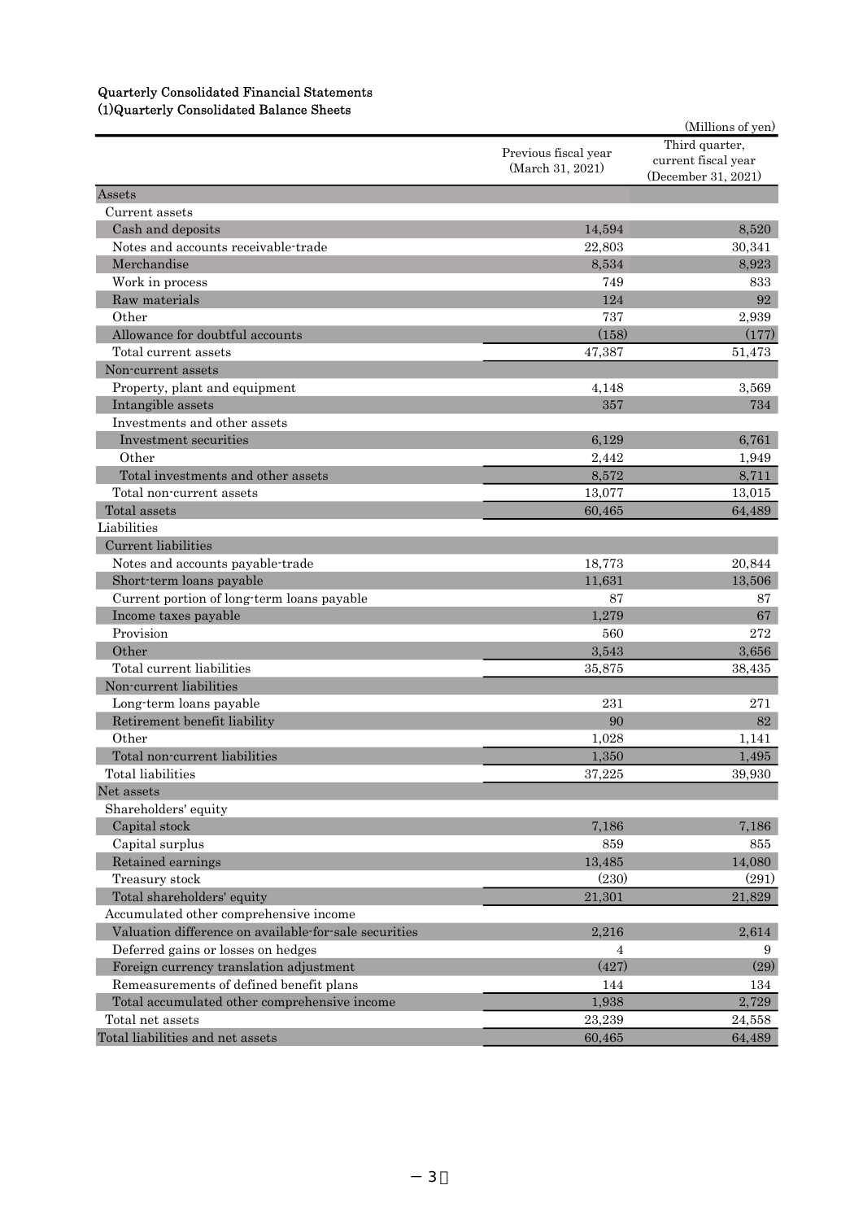Quarterly Consolidated Financial Statements

(1)Quarterly Consolidated Balance Sheets

(Millions of yen)

| | Previous fiscal year (March 31, 2021) | Third quarter, current fiscal year (December 31, 2021) |
|---|---|---|
| Assets | | |
| Current assets | | |
| Cash and deposits | 14,594 | 8,520 |
| Notes and accounts receivable-trade | 22,803 | 30,341 |
| Merchandise | 8,534 | 8,923 |
| Work in process | 749 | 833 |
| Raw materials | 124 | 92 |
| Other | 737 | 2,939 |
| Allowance for doubtful accounts | (158) | (177) |
| Total current assets | 47,387 | 51,473 |
| Non-current assets | | |
| Property, plant and equipment | 4,148 | 3,569 |
| Intangible assets | 357 | 734 |
| Investments and other assets | | |
| Investment securities | 6,129 | 6,761 |
| Other | 2,442 | 1,949 |
| Total investments and other assets | 8,572 | 8,711 |
| Total non-current assets | 13,077 | 13,015 |
| Total assets | 60,465 | 64,489 |
| Liabilities | | |
| Current liabilities | | |
| Notes and accounts payable-trade | 18,773 | 20,844 |
| Short-term loans payable | 11,631 | 13,506 |
| Current portion of long-term loans payable | 87 | 87 |
| Income taxes payable | 1,279 | 67 |
| Provision | 560 | 272 |
| Other | 3,543 | 3,656 |
| Total current liabilities | 35,875 | 38,435 |
| Non-current liabilities | | |
| Long-term loans payable | 231 | 271 |
| Retirement benefit liability | 90 | 82 |
| Other | 1,028 | 1,141 |
| Total non-current liabilities | 1,350 | 1,495 |
| Total liabilities | 37,225 | 39,930 |
| Net assets | | |
| Shareholders' equity | | |
| Capital stock | 7,186 | 7,186 |
| Capital surplus | 859 | 855 |
| Retained earnings | 13,485 | 14,080 |
| Treasury stock | (230) | (291) |
| Total shareholders' equity | 21,301 | 21,829 |
| Accumulated other comprehensive income | | |
| Valuation difference on available-for-sale securities | 2,216 | 2,614 |
| Deferred gains or losses on hedges | 4 | 9 |
| Foreign currency translation adjustment | (427) | (29) |
| Remeasurements of defined benefit plans | 144 | 134 |
| Total accumulated other comprehensive income | 1,938 | 2,729 |
| Total net assets | 23,239 | 24,558 |
| Total liabilities and net assets | 60,465 | 64,489 |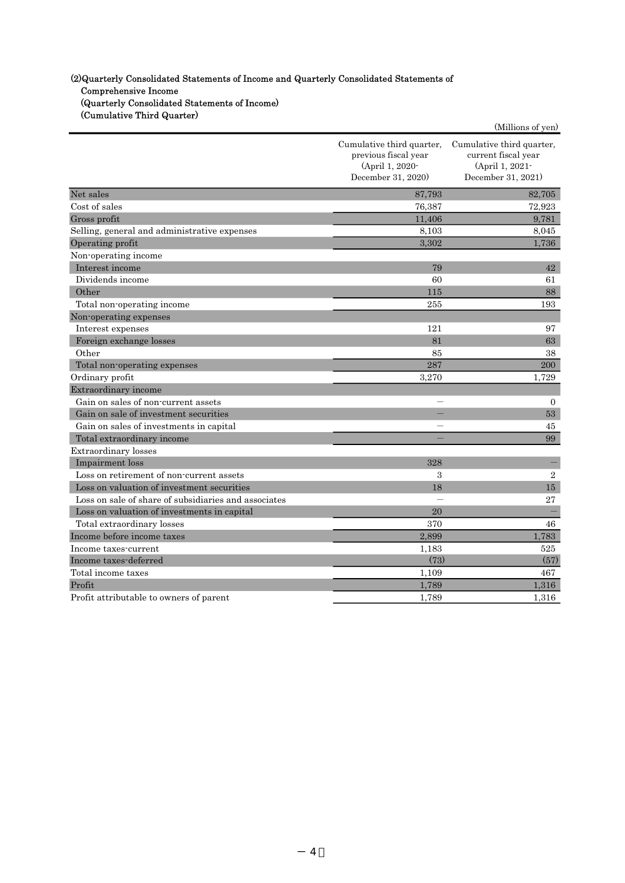(2)Quarterly Consolidated Statements of Income and Quarterly Consolidated Statements of Comprehensive Income

(Quarterly Consolidated Statements of Income)

(Cumulative Third Quarter)

(Millions of yen)

| | Cumulative third quarter, previous fiscal year (April 1, 2020- December 31, 2020) | Cumulative third quarter, current fiscal year (April 1, 2021- December 31, 2021) |
|---|---|---|
| Net sales | 87,793 | 82,705 |
| Cost of sales | 76,387 | 72,923 |
| Gross profit | 11,406 | 9,781 |
| Selling, general and administrative expenses | 8,103 | 8,045 |
| Operating profit | 3,302 | 1,736 |
| Non-operating income | | |
| Interest income | 79 | 42 |
| Dividends income | 60 | 61 |
| Other | 115 | 88 |
| Total non-operating income | 255 | 193 |
| Non-operating expenses | | |
| Interest expenses | 121 | 97 |
| Foreign exchange losses | 81 | 63 |
| Other | 85 | 38 |
| Total non-operating expenses | 287 | 200 |
| Ordinary profit | 3,270 | 1,729 |
| Extraordinary income | | |
| Gain on sales of non-current assets | － | 0 |
| Gain on sale of investment securities | － | 53 |
| Gain on sales of investments in capital | － | 45 |
| Total extraordinary income | － | 99 |
| Extraordinary losses | | |
| Impairment loss | 328 | － |
| Loss on retirement of non-current assets | 3 | 2 |
| Loss on valuation of investment securities | 18 | 15 |
| Loss on sale of share of subsidiaries and associates | － | 27 |
| Loss on valuation of investments in capital | 20 | － |
| Total extraordinary losses | 370 | 46 |
| Income before income taxes | 2,899 | 1,783 |
| Income taxes-current | 1,183 | 525 |
| Income taxes-deferred | (73) | (57) |
| Total income taxes | 1,109 | 467 |
| Profit | 1,789 | 1,316 |
| Profit attributable to owners of parent | 1,789 | 1,316 |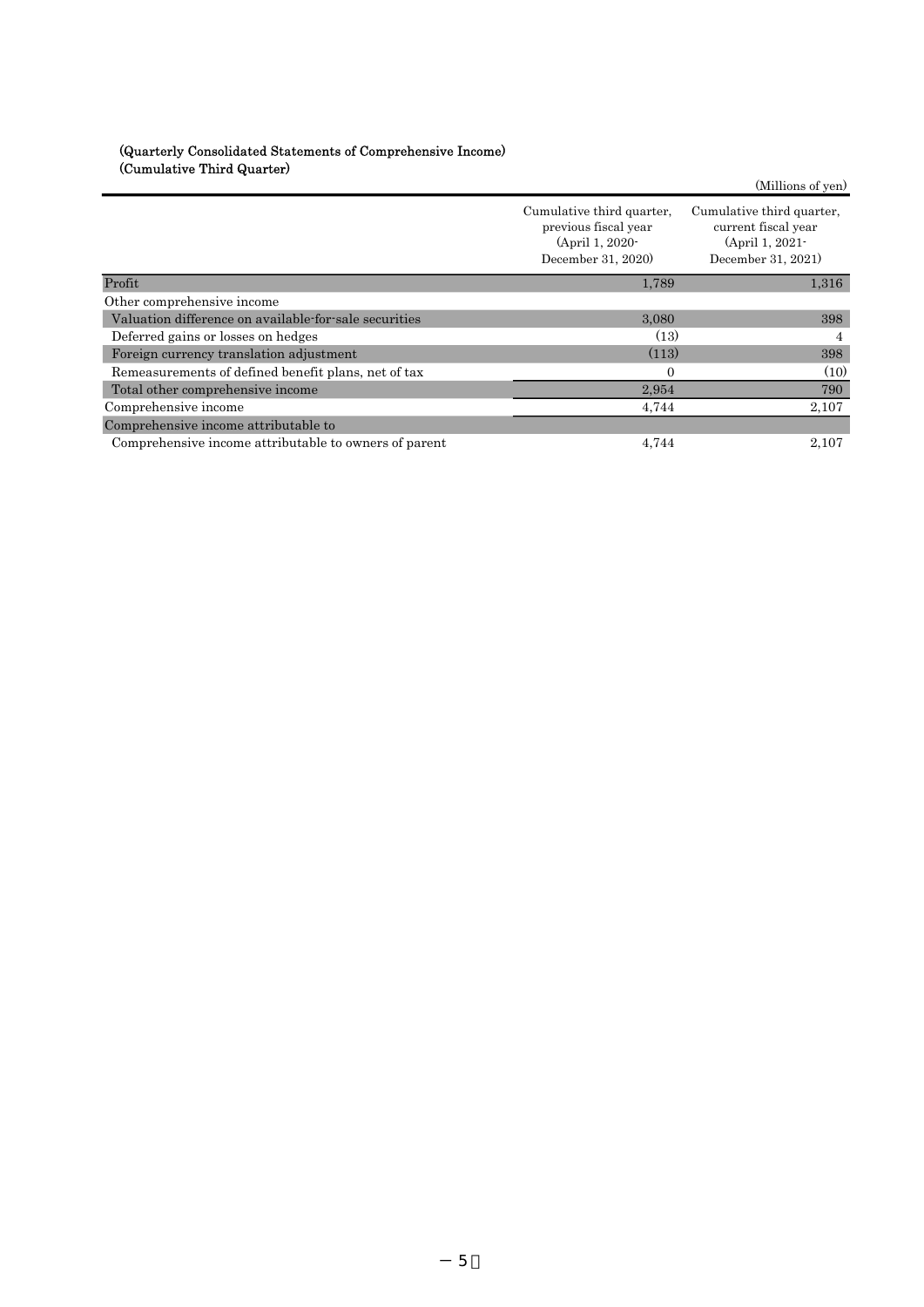(Quarterly Consolidated Statements of Comprehensive Income)
(Cumulative Third Quarter)

(Millions of yen)

| | Cumulative third quarter, previous fiscal year (April 1, 2020-December 31, 2020) | Cumulative third quarter, current fiscal year (April 1, 2021-December 31, 2021) |
|---|---|---|
| Profit | 1,789 | 1,316 |
| Other comprehensive income | | |
| Valuation difference on available-for-sale securities | 3,080 | 398 |
| Deferred gains or losses on hedges | (13) | 4 |
| Foreign currency translation adjustment | (113) | 398 |
| Remeasurements of defined benefit plans, net of tax | 0 | (10) |
| Total other comprehensive income | 2,954 | 790 |
| Comprehensive income | 4,744 | 2,107 |
| Comprehensive income attributable to | | |
| Comprehensive income attributable to owners of parent | 4,744 | 2,107 |